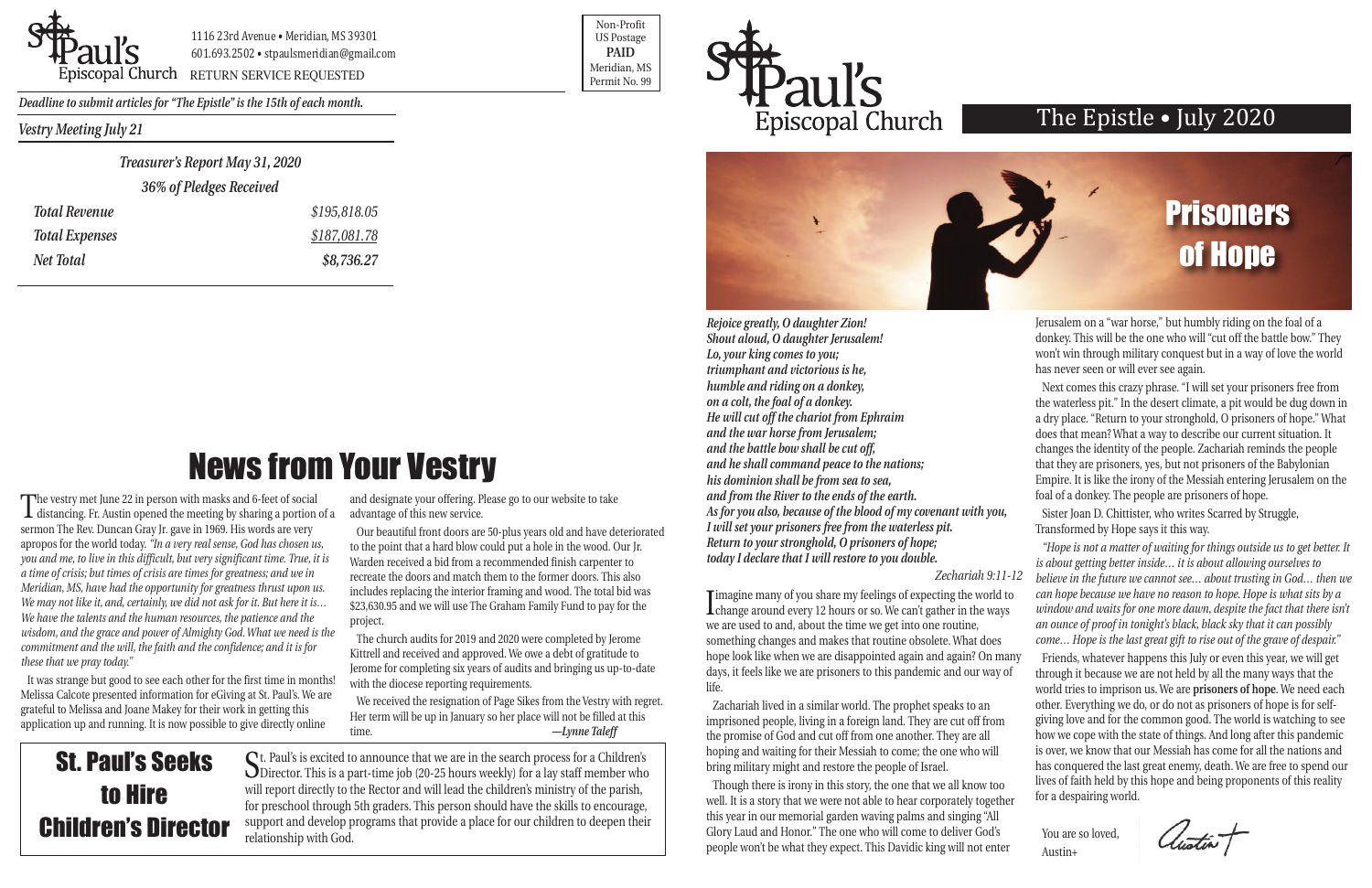St. Paul's Episcopal Church

1116 23rd Avenue • Meridian, MS 39301
601.693.2502 • stpaulsmeridian@gmail.com
RETURN SERVICE REQUESTED

Non-Profit
US Postage
**PAID**
Meridian, MS
Permit No. 99

*Deadline to submit articles for "The Epistle" is the 15th of each month.*

*Vestry Meeting July 21*

*Treasurer's Report May 31, 2020*

*36% of Pledges Received*

| | |
|---|---|
| *Total Revenue* | *$195,818.05* |
| *Total Expenses* | *$187,081.78* |
| *Net Total* | *$8,736.27* |

# News from Your Vestry

The vestry met June 22 in person with masks and 6-feet of social distancing. Fr. Austin opened the meeting by sharing a portion of a sermon The Rev. Duncan Gray Jr. gave in 1969. His words are very apropos for the world today. *"In a very real sense, God has chosen us, you and me, to live in this difficult, but very significant time. True, it is a time of crisis; but times of crisis are times for greatness; and we in Meridian, MS, have had the opportunity for greatness thrust upon us. We may not like it, and, certainly, we did not ask for it. But here it is… We have the talents and the human resources, the patience and the wisdom, and the grace and power of Almighty God. What we need is the commitment and the will, the faith and the confidence; and it is for these that we pray today."*

It was strange but good to see each other for the first time in months! Melissa Calcote presented information for eGiving at St. Paul's. We are grateful to Melissa and Joane Makey for their work in getting this application up and running. It is now possible to give directly online and designate your offering. Please go to our website to take advantage of this new service.

Our beautiful front doors are 50-plus years old and have deteriorated to the point that a hard blow could put a hole in the wood. Our Jr. Warden received a bid from a recommended finish carpenter to recreate the doors and match them to the former doors. This also includes replacing the interior framing and wood. The total bid was $23,630.95 and we will use The Graham Family Fund to pay for the project.

The church audits for 2019 and 2020 were completed by Jerome Kittrell and received and approved. We owe a debt of gratitude to Jerome for completing six years of audits and bringing us up-to-date with the diocese reporting requirements.

We received the resignation of Page Sikes from the Vestry with regret. Her term will be up in January so her place will not be filled at this time.

*—Lynne Taleff*

# St. Paul's Seeks to Hire Children's Director

St. Paul's is excited to announce that we are in the search process for a Children's Director. This is a part-time job (20-25 hours weekly) for a lay staff member who will report directly to the Rector and will lead the children's ministry of the parish, for preschool through 5th graders. This person should have the skills to encourage, support and develop programs that provide a place for our children to deepen their relationship with God.

St. Paul's Episcopal Church

## The Epistle • July 2020

# Prisoners of Hope

***Rejoice greatly, O daughter Zion!***
***Shout aloud, O daughter Jerusalem!***
***Lo, your king comes to you;***
***triumphant and victorious is he,***
***humble and riding on a donkey,***
***on a colt, the foal of a donkey.***
***He will cut off the chariot from Ephraim***
***and the war horse from Jerusalem;***
***and the battle bow shall be cut off,***
***and he shall command peace to the nations;***
***his dominion shall be from sea to sea,***
***and from the River to the ends of the earth.***
***As for you also, because of the blood of my covenant with you,***
***I will set your prisoners free from the waterless pit.***
***Return to your stronghold, O prisoners of hope;***
***today I declare that I will restore to you double.***

*Zechariah 9:11-12*

I imagine many of you share my feelings of expecting the world to change around every 12 hours or so. We can't gather in the ways we are used to and, about the time we get into one routine, something changes and makes that routine obsolete. What does hope look like when we are disappointed again and again? On many days, it feels like we are prisoners to this pandemic and our way of life.

Zachariah lived in a similar world. The prophet speaks to an imprisoned people, living in a foreign land. They are cut off from the promise of God and cut off from one another. They are all hoping and waiting for their Messiah to come; the one who will bring military might and restore the people of Israel.

Though there is irony in this story, the one that we all know too well. It is a story that we were not able to hear corporately together this year in our memorial garden waving palms and singing "All Glory Laud and Honor." The one who will come to deliver God's people won't be what they expect. This Davidic king will not enter Jerusalem on a "war horse," but humbly riding on the foal of a donkey. This will be the one who will "cut off the battle bow." They won't win through military conquest but in a way of love the world has never seen or will ever see again.

Next comes this crazy phrase. "I will set your prisoners free from the waterless pit." In the desert climate, a pit would be dug down in a dry place. "Return to your stronghold, O prisoners of hope." What does that mean? What a way to describe our current situation. It changes the identity of the people. Zachariah reminds the people that they are prisoners, yes, but not prisoners of the Babylonian Empire. It is like the irony of the Messiah entering Jerusalem on the foal of a donkey. The people are prisoners of hope.

Sister Joan D. Chittister, who writes Scarred by Struggle, Transformed by Hope says it this way.

*"Hope is not a matter of waiting for things outside us to get better. It is about getting better inside… it is about allowing ourselves to believe in the future we cannot see… about trusting in God… then we can hope because we have no reason to hope. Hope is what sits by a window and waits for one more dawn, despite the fact that there isn't an ounce of proof in tonight's black, black sky that it can possibly come… Hope is the last great gift to rise out of the grave of despair."*

Friends, whatever happens this July or even this year, we will get through it because we are not held by all the many ways that the world tries to imprison us. We are **prisoners of hope**. We need each other. Everything we do, or do not as prisoners of hope is for self-giving love and for the common good. The world is watching to see how we cope with the state of things. And long after this pandemic is over, we know that our Messiah has come for all the nations and has conquered the last great enemy, death. We are free to spend our lives of faith held by this hope and being proponents of this reality for a despairing world.

You are so loved,
Austin+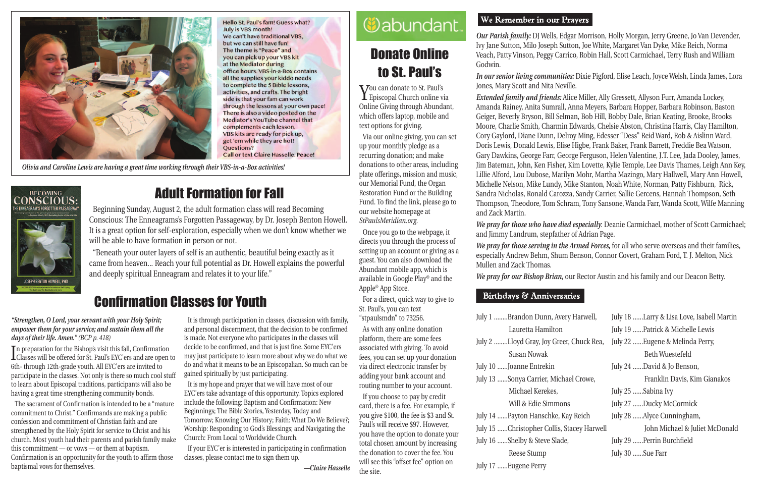Hello St. Paul's fam! Guess what? July is VBS month! We can't have traditional VBS, but we can still have fun! The theme is "Peace" and you can pick up your VBS kit at the Mediator during office hours. VBS-in-a-Box contains all the supplies your kiddo needs to complete the 5 Bible lessons, activities, and crafts. The bright side is that your fam can work through the lessons at your own pace! There is also a video posted on the Mediator's YouTube channel that complements each lesson. VBS kits are ready for pick up, get 'em while they are hot! Questions? Call or text Claire Hasselle. Peace!

*Olivia and Caroline Lewis are having a great time working through their VBS-in-a-Box activities!*

## Adult Formation for Fall

Beginning Sunday, August 2, the adult formation class will read Becoming Conscious: The Enneagrams's Forgotten Passageway, by Dr. Joseph Benton Howell. It is a great option for self-exploration, especially when we don't know whether we will be able to have formation in person or not.

"Beneath your outer layers of self is an authentic, beautiful being exactly as it came from heaven... Reach your full potential as Dr. Howell explains the powerful and deeply spiritual Enneagram and relates it to your life."

## Confirmation Classes for Youth

***"Strengthen, O Lord, your servant with your Holy Spirit; empower them for your service; and sustain them all the days of their life. Amen." (BCP p. 418)***

In preparation for the Bishop's visit this fall, Confirmation Classes will be offered for St. Paul's EYC'ers and are open to 6th- through 12th-grade youth. All EYC'ers are invited to participate in the classes. Not only is there so much cool stuff to learn about Episcopal traditions, participants will also be having a great time strengthening community bonds.

The sacrament of Confirmation is intended to be a "mature commitment to Christ." Confirmands are making a public confession and commitment of Christian faith and are strengthened by the Holy Spirit for service to Christ and his church. Most youth had their parents and parish family make this commitment — or vows — or them at baptism. Confirmation is an opportunity for the youth to affirm those baptismal vows for themselves.

It is through participation in classes, discussion with family, and personal discernment, that the decision to be confirmed is made. Not everyone who participates in the classes will decide to be confirmed, and that is just fine. Some EYC'ers may just participate to learn more about why we do what we do and what it means to be an Episcopalian. So much can be gained spiritually by just participating.

It is my hope and prayer that we will have most of our EYC'ers take advantage of this opportunity. Topics explored include the following: Baptism and Confirmation: New Beginnings; The Bible Stories, Yesterday, Today and Tomorrow; Knowing Our History; Faith: What Do We Believe?; Worship: Responding to God's Blessings; and Navigating the Church: From Local to Worldwide Church.

If your EYC'er is interested in participating in confirmation classes, please contact me to sign them up.

*—Claire Hasselle*

abundant.

## Donate Online to St. Paul's

You can donate to St. Paul's Episcopal Church online via Online Giving through Abundant, which offers laptop, mobile and text options for giving.

Via our online giving, you can set up your monthly pledge as a recurring donation; and make donations to other areas, including plate offerings, mission and music, our Memorial Fund, the Organ Restoration Fund or the Building Fund. To find the link, please go to our website homepage at *StPaulsMeridian.org.*

Once you go to the webpage, it directs you through the process of setting up an account or giving as a guest. You can also download the Abundant mobile app, which is available in Google Play® and the Apple® App Store.

For a direct, quick way to give to St. Paul's, you can text "stpaulsmdn" to 73256.

As with any online donation platform, there are some fees associated with giving. To avoid fees, you can set up your donation via direct electronic transfer by adding your bank account and routing number to your account.

If you choose to pay by credit card, there is a fee. For example, if you give $100, the fee is $3 and St. Paul's will receive $97. However, you have the option to donate your total chosen amount by increasing the donation to cover the fee. You will see this "offset fee" option on the site.

## We Remember in our Prayers

***Our Parish family:*** DJ Wells, Edgar Morrison, Holly Morgan, Jerry Greene, Jo Van Devender, Ivy Jane Sutton, Milo Joseph Sutton, Joe White, Margaret Van Dyke, Mike Reich, Norma Veach, Patty Vinson, Peggy Carrico, Robin Hall, Scott Carmichael, Terry Rush and William Godwin.

***In our senior living communities:*** Dixie Pigford, Elise Leach, Joyce Welsh, Linda James, Lora Jones, Mary Scott and Nita Neville.

***Extended family and friends:*** Alice Miller, Ally Gressett, Allyson Furr, Amanda Lockey, Amanda Rainey, Anita Sumrall, Anna Meyers, Barbara Hopper, Barbara Robinson, Baston Geiger, Beverly Bryson, Bill Selman, Bob Hill, Bobby Dale, Brian Keating, Brooke, Brooks Moore, Charlie Smith, Charmin Edwards, Chelsie Abston, Christina Harris, Clay Hamilton, Cory Gaylord, Diane Dunn, Delroy Ming, Edesser "Dess" Reid Ward, Rob & Aislinn Ward, Doris Lewis, Donald Lewis, Elise Higbe, Frank Baker, Frank Barrett, Freddie Bea Watson, Gary Dawkins, George Farr, George Ferguson, Helen Valentine, J.T. Lee, Jada Dooley, James, Jim Bateman, John, Ken Fisher, Kim Lovette, Kylie Temple, Lee Davis Thames, Leigh Ann Key, Lillie Alford, Lou Dubose, Marilyn Mohr, Martha Mazingo, Mary Hallwell, Mary Ann Howell, Michelle Nelson, Mike Lundy, Mike Stanton, Noah White, Norman, Patty Fishburn, Rick, Sandra Nicholas, Ronald Carozza, Sandy Carrier, Sallie Gercens, Hannah Thompson, Seth Thompson, Theodore, Tom Schram, Tony Sansone, Wanda Farr, Wanda Scott, Wilfe Manning and Zack Martin.

***We pray for those who have died especially:*** Deanie Carmichael, mother of Scott Carmichael; and Jimmy Landrum, stepfather of Adrian Page.

***We pray for those serving in the Armed Forces,*** for all who serve overseas and their families, especially Andrew Behm, Shum Benson, Connor Covert, Graham Ford, T. J. Melton, Nick Mullen and Zack Thomas.

***We pray for our Bishop Brian,*** our Rector Austin and his family and our Deacon Betty.

## Birthdays & Anniversaries

July 1 ........Brandon Dunn, Avery Harwell, Lauretta Hamilton
July 2 ........Lloyd Gray, Joy Greer, Chuck Rea, Susan Nowak
July 10 ......Joanne Entrekin
July 13 ......Sonya Carrier, Michael Crowe, Michael Kerekes, Will & Edie Simmons
July 14 ......Payton Hanschke, Kay Reich
July 15 ......Christopher Collis, Stacey Harwell
July 16 ......Shelby & Steve Slade, Reese Stump
July 17 ......Eugene Perry
July 18 ......Larry & Lisa Love, Isabell Martin
July 19 ......Patrick & Michelle Lewis
July 22 ......Eugene & Melinda Perry, Beth Wuestefeld
July 24 ......David & Jo Benson, Franklin Davis, Kim Gianakos
July 25 ......Sabina Ivy
July 27 ......Ducky McCormick
July 28 ......Alyce Cunningham, John Michael & Juliet McDonald
July 29 ......Perrin Burchfield
July 30 ......Sue Farr